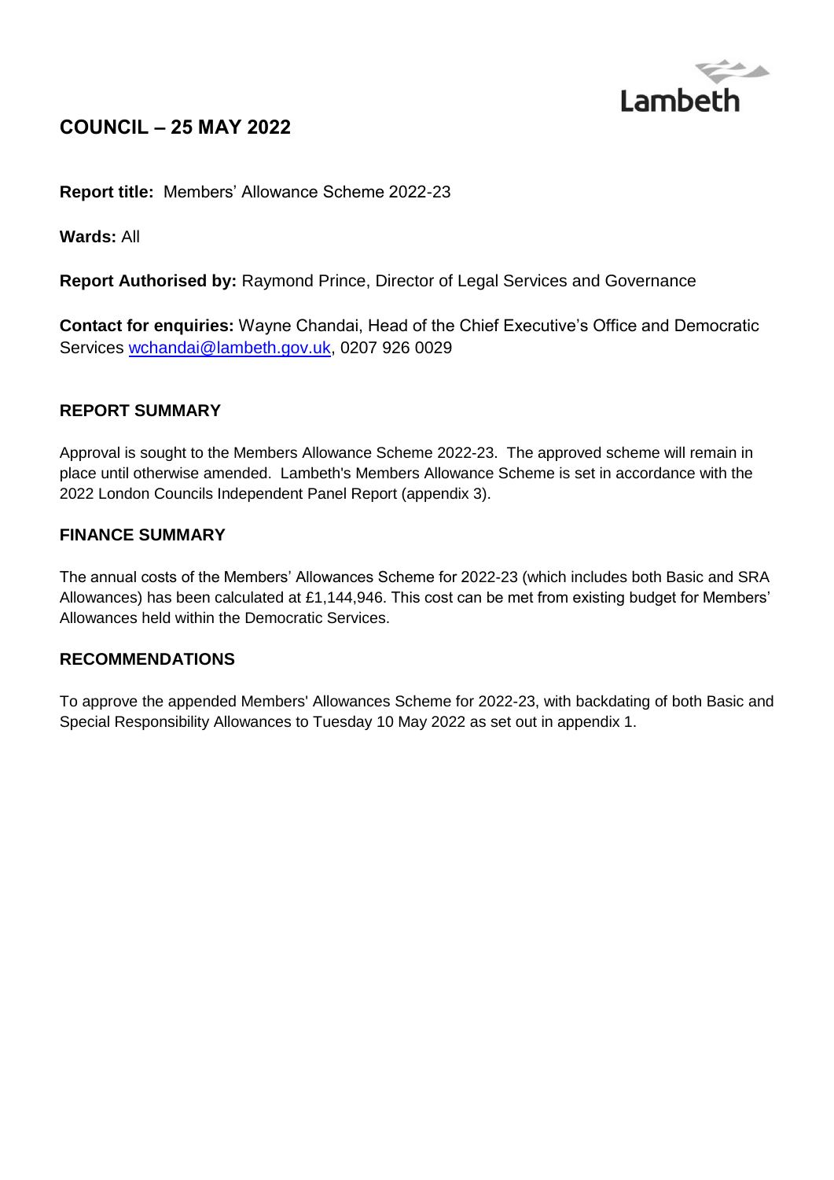# COUNCIL – 25 MAY 2022

**Report title:** Members' Allowance Scheme 2022-23

**Wards:** All

**Report Authorised by:** Raymond Prince, Director of Legal Services and Governance

**Contact for enquiries:** Wayne Chandai, Head of the Chief Executive's Office and Democratic Services wchandai@lambeth.gov.uk, 0207 926 0029

## REPORT SUMMARY

Approval is sought to the Members Allowance Scheme 2022-23. The approved scheme will remain in place until otherwise amended. Lambeth's Members Allowance Scheme is set in accordance with the 2022 London Councils Independent Panel Report (appendix 3).

## FINANCE SUMMARY

The annual costs of the Members' Allowances Scheme for 2022-23 (which includes both Basic and SRA Allowances) has been calculated at £1,144,946. This cost can be met from existing budget for Members' Allowances held within the Democratic Services.

## RECOMMENDATIONS

To approve the appended Members' Allowances Scheme for 2022-23, with backdating of both Basic and Special Responsibility Allowances to Tuesday 10 May 2022 as set out in appendix 1.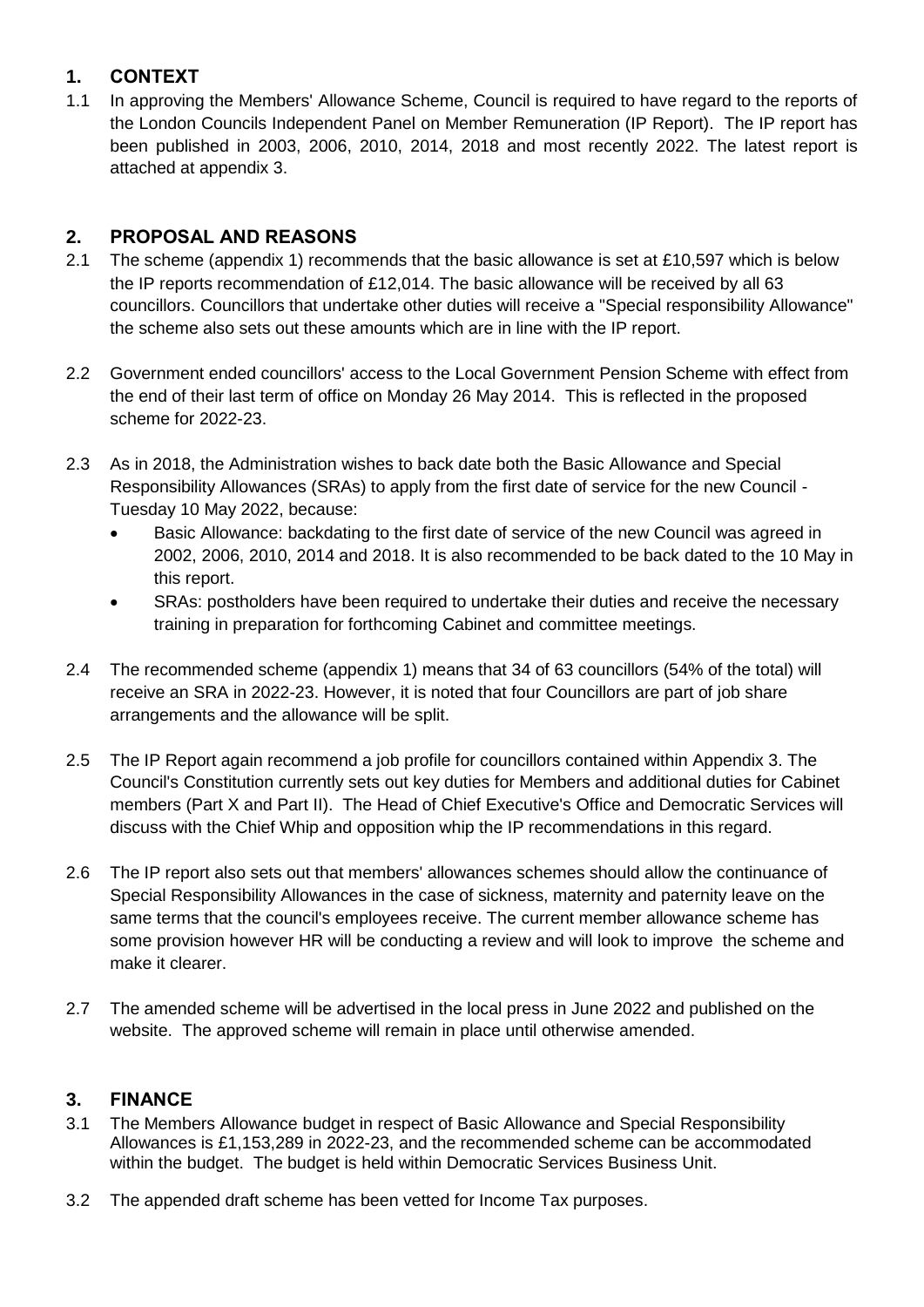## 1. CONTEXT

1.1 In approving the Members' Allowance Scheme, Council is required to have regard to the reports of the London Councils Independent Panel on Member Remuneration (IP Report). The IP report has been published in 2003, 2006, 2010, 2014, 2018 and most recently 2022. The latest report is attached at appendix 3.

## 2. PROPOSAL AND REASONS

2.1 The scheme (appendix 1) recommends that the basic allowance is set at £10,597 which is below the IP reports recommendation of £12,014. The basic allowance will be received by all 63 councillors. Councillors that undertake other duties will receive a "Special responsibility Allowance" the scheme also sets out these amounts which are in line with the IP report.

2.2 Government ended councillors' access to the Local Government Pension Scheme with effect from the end of their last term of office on Monday 26 May 2014. This is reflected in the proposed scheme for 2022-23.

2.3 As in 2018, the Administration wishes to back date both the Basic Allowance and Special Responsibility Allowances (SRAs) to apply from the first date of service for the new Council - Tuesday 10 May 2022, because:

- Basic Allowance: backdating to the first date of service of the new Council was agreed in 2002, 2006, 2010, 2014 and 2018. It is also recommended to be back dated to the 10 May in this report.
- SRAs: postholders have been required to undertake their duties and receive the necessary training in preparation for forthcoming Cabinet and committee meetings.

2.4 The recommended scheme (appendix 1) means that 34 of 63 councillors (54% of the total) will receive an SRA in 2022-23. However, it is noted that four Councillors are part of job share arrangements and the allowance will be split.

2.5 The IP Report again recommend a job profile for councillors contained within Appendix 3. The Council's Constitution currently sets out key duties for Members and additional duties for Cabinet members (Part X and Part II). The Head of Chief Executive's Office and Democratic Services will discuss with the Chief Whip and opposition whip the IP recommendations in this regard.

2.6 The IP report also sets out that members' allowances schemes should allow the continuance of Special Responsibility Allowances in the case of sickness, maternity and paternity leave on the same terms that the council's employees receive. The current member allowance scheme has some provision however HR will be conducting a review and will look to improve the scheme and make it clearer.

2.7 The amended scheme will be advertised in the local press in June 2022 and published on the website. The approved scheme will remain in place until otherwise amended.

## 3. FINANCE

3.1 The Members Allowance budget in respect of Basic Allowance and Special Responsibility Allowances is £1,153,289 in 2022-23, and the recommended scheme can be accommodated within the budget. The budget is held within Democratic Services Business Unit.

3.2 The appended draft scheme has been vetted for Income Tax purposes.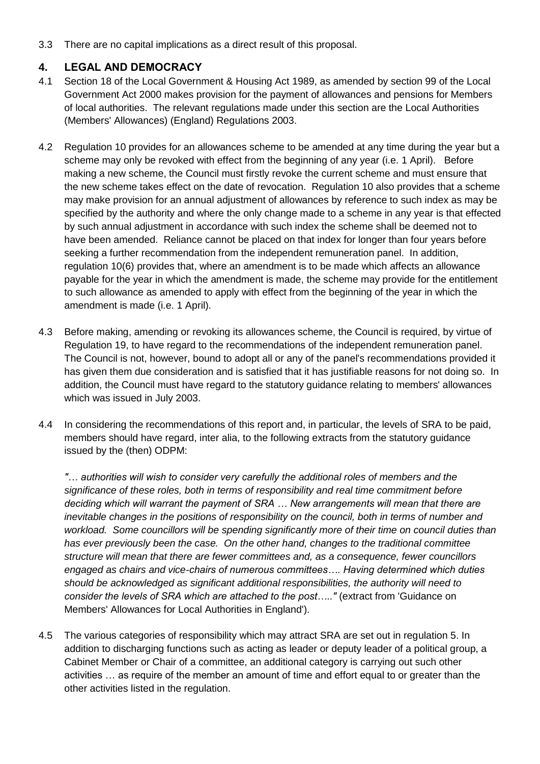3.3 There are no capital implications as a direct result of this proposal.

## 4. LEGAL AND DEMOCRACY

4.1 Section 18 of the Local Government & Housing Act 1989, as amended by section 99 of the Local Government Act 2000 makes provision for the payment of allowances and pensions for Members of local authorities. The relevant regulations made under this section are the Local Authorities (Members' Allowances) (England) Regulations 2003.

4.2 Regulation 10 provides for an allowances scheme to be amended at any time during the year but a scheme may only be revoked with effect from the beginning of any year (i.e. 1 April). Before making a new scheme, the Council must firstly revoke the current scheme and must ensure that the new scheme takes effect on the date of revocation. Regulation 10 also provides that a scheme may make provision for an annual adjustment of allowances by reference to such index as may be specified by the authority and where the only change made to a scheme in any year is that effected by such annual adjustment in accordance with such index the scheme shall be deemed not to have been amended. Reliance cannot be placed on that index for longer than four years before seeking a further recommendation from the independent remuneration panel. In addition, regulation 10(6) provides that, where an amendment is to be made which affects an allowance payable for the year in which the amendment is made, the scheme may provide for the entitlement to such allowance as amended to apply with effect from the beginning of the year in which the amendment is made (i.e. 1 April).

4.3 Before making, amending or revoking its allowances scheme, the Council is required, by virtue of Regulation 19, to have regard to the recommendations of the independent remuneration panel. The Council is not, however, bound to adopt all or any of the panel's recommendations provided it has given them due consideration and is satisfied that it has justifiable reasons for not doing so. In addition, the Council must have regard to the statutory guidance relating to members' allowances which was issued in July 2003.

4.4 In considering the recommendations of this report and, in particular, the levels of SRA to be paid, members should have regard, inter alia, to the following extracts from the statutory guidance issued by the (then) ODPM:

*"… authorities will wish to consider very carefully the additional roles of members and the significance of these roles, both in terms of responsibility and real time commitment before deciding which will warrant the payment of SRA … New arrangements will mean that there are inevitable changes in the positions of responsibility on the council, both in terms of number and workload. Some councillors will be spending significantly more of their time on council duties than has ever previously been the case. On the other hand, changes to the traditional committee structure will mean that there are fewer committees and, as a consequence, fewer councillors engaged as chairs and vice-chairs of numerous committees…. Having determined which duties should be acknowledged as significant additional responsibilities, the authority will need to consider the levels of SRA which are attached to the post….."* (extract from 'Guidance on Members' Allowances for Local Authorities in England').

4.5 The various categories of responsibility which may attract SRA are set out in regulation 5. In addition to discharging functions such as acting as leader or deputy leader of a political group, a Cabinet Member or Chair of a committee, an additional category is carrying out such other activities … as require of the member an amount of time and effort equal to or greater than the other activities listed in the regulation.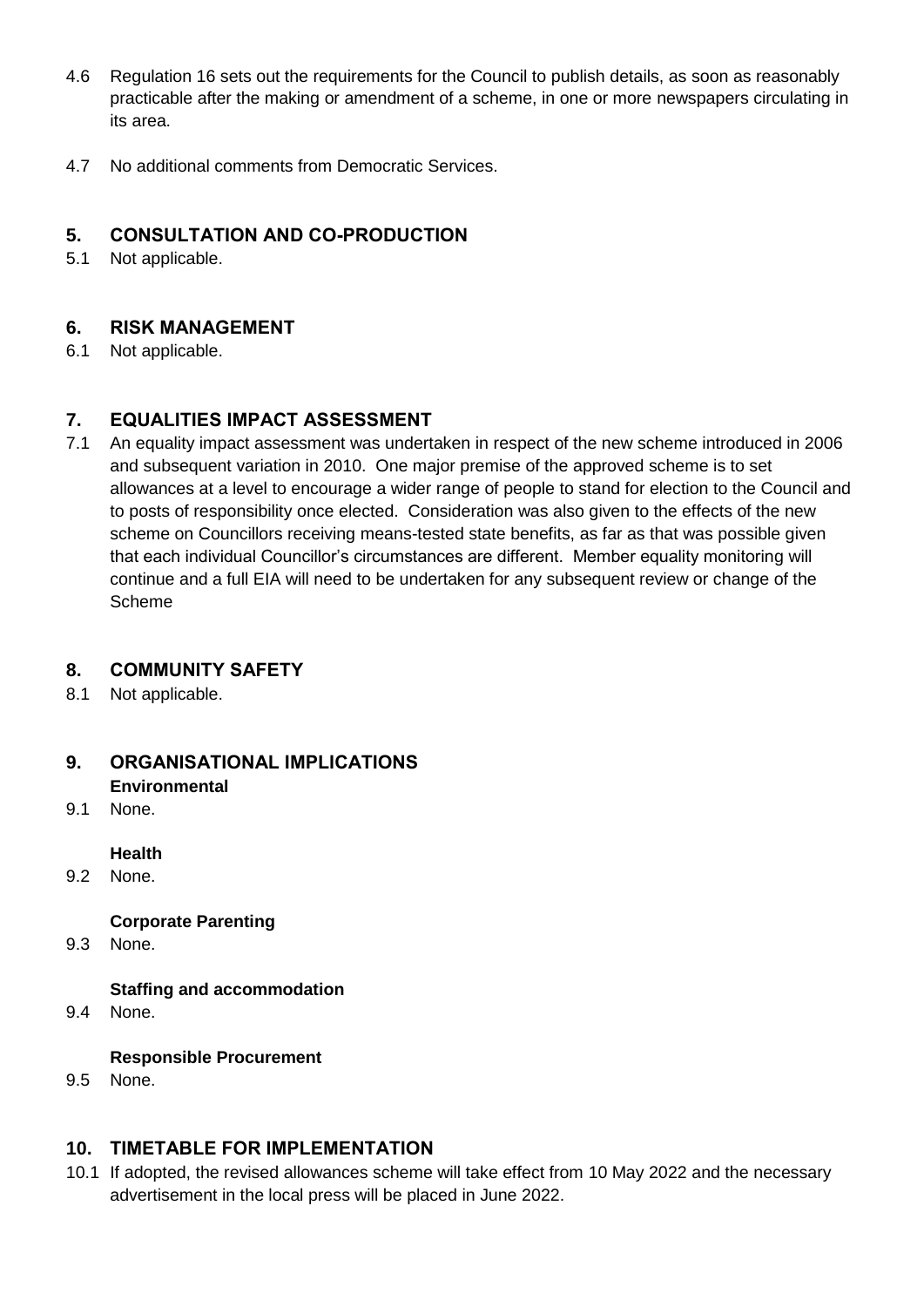4.6 Regulation 16 sets out the requirements for the Council to publish details, as soon as reasonably practicable after the making or amendment of a scheme, in one or more newspapers circulating in its area.

4.7 No additional comments from Democratic Services.

## 5. CONSULTATION AND CO-PRODUCTION

5.1 Not applicable.

## 6. RISK MANAGEMENT

6.1 Not applicable.

## 7. EQUALITIES IMPACT ASSESSMENT

7.1 An equality impact assessment was undertaken in respect of the new scheme introduced in 2006 and subsequent variation in 2010. One major premise of the approved scheme is to set allowances at a level to encourage a wider range of people to stand for election to the Council and to posts of responsibility once elected. Consideration was also given to the effects of the new scheme on Councillors receiving means-tested state benefits, as far as that was possible given that each individual Councillor's circumstances are different. Member equality monitoring will continue and a full EIA will need to be undertaken for any subsequent review or change of the Scheme

## 8. COMMUNITY SAFETY

8.1 Not applicable.

## 9. ORGANISATIONAL IMPLICATIONS

**Environmental**

9.1 None.

**Health**

9.2 None.

**Corporate Parenting**

9.3 None.

**Staffing and accommodation**

9.4 None.

**Responsible Procurement**

9.5 None.

## 10. TIMETABLE FOR IMPLEMENTATION

10.1 If adopted, the revised allowances scheme will take effect from 10 May 2022 and the necessary advertisement in the local press will be placed in June 2022.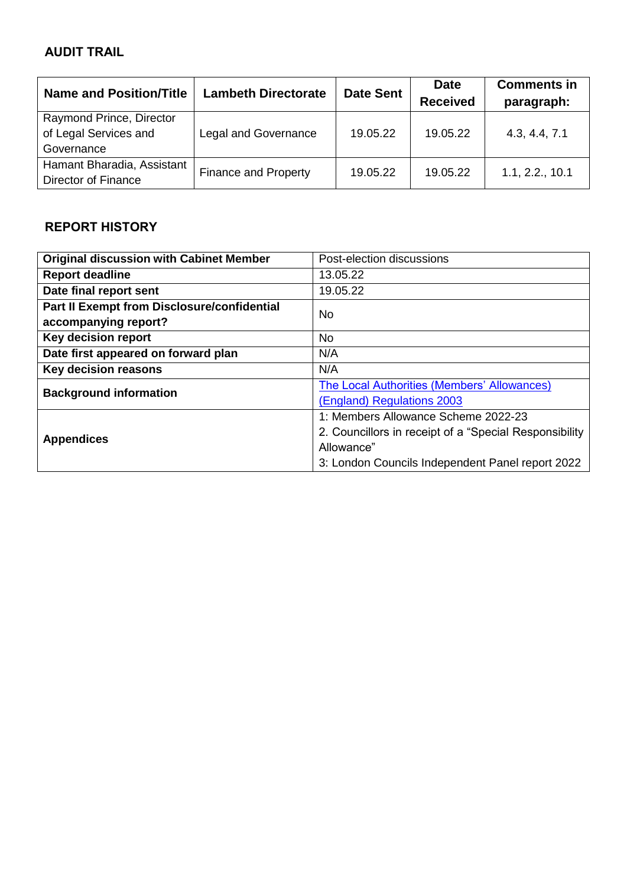## AUDIT TRAIL

| Name and Position/Title | Lambeth Directorate | Date Sent | Date Received | Comments in paragraph: |
|---|---|---|---|---|
| Raymond Prince, Director of Legal Services and Governance | Legal and Governance | 19.05.22 | 19.05.22 | 4.3, 4.4, 7.1 |
| Hamant Bharadia, Assistant Director of Finance | Finance and Property | 19.05.22 | 19.05.22 | 1.1, 2.2., 10.1 |

## REPORT HISTORY

| | |
|---|---|
| **Original discussion with Cabinet Member** | Post-election discussions |
| **Report deadline** | 13.05.22 |
| **Date final report sent** | 19.05.22 |
| **Part II Exempt from Disclosure/confidential accompanying report?** | No |
| **Key decision report** | No |
| **Date first appeared on forward plan** | N/A |
| **Key decision reasons** | N/A |
| **Background information** | The Local Authorities (Members' Allowances) (England) Regulations 2003 |
| **Appendices** | 1: Members Allowance Scheme 2022-23<br>2. Councillors in receipt of a "Special Responsibility Allowance"<br>3: London Councils Independent Panel report 2022 |